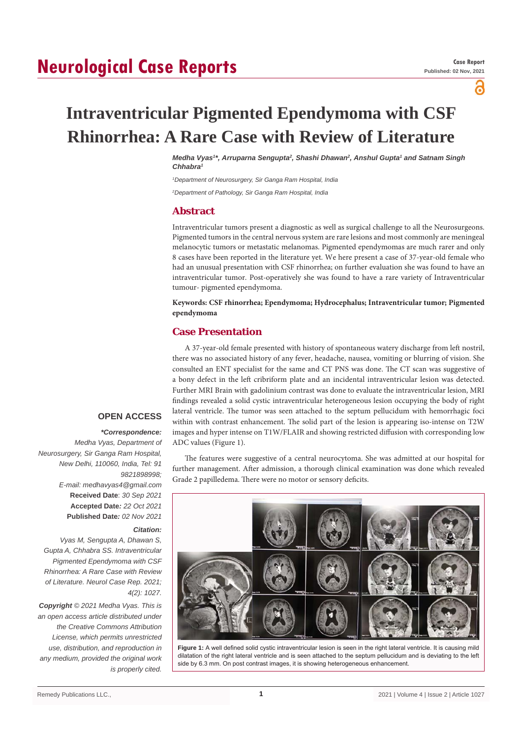Case Report
Published: 02 Nov, 2021

# Intraventricular Pigmented Ependymoma with CSF Rhinorrhea: A Rare Case with Review of Literature

*Medha Vyas[1]\*, Arruparna Sengupta[2], Shashi Dhawan[2], Anshul Gupta[1] and Satnam Singh Chhabra[1]*

[1]*Department of Neurosurgery, Sir Ganga Ram Hospital, India*

[2]*Department of Pathology, Sir Ganga Ram Hospital, India*

## Abstract

Intraventricular tumors present a diagnostic as well as surgical challenge to all the Neurosurgeons. Pigmented tumors in the central nervous system are rare lesions and most commonly are meningeal melanocytic tumors or metastatic melanomas. Pigmented ependymomas are much rarer and only 8 cases have been reported in the literature yet. We here present a case of 37-year-old female who had an unusual presentation with CSF rhinorrhea; on further evaluation she was found to have an intraventricular tumor. Post-operatively she was found to have a rare variety of Intraventricular tumour- pigmented ependymoma.

**Keywords: CSF rhinorrhea; Ependymoma; Hydrocephalus; Intraventricular tumor; Pigmented ependymoma**

## Case Presentation

A 37-year-old female presented with history of spontaneous watery discharge from left nostril, there was no associated history of any fever, headache, nausea, vomiting or blurring of vision. She consulted an ENT specialist for the same and CT PNS was done. The CT scan was suggestive of a bony defect in the left cribriform plate and an incidental intraventricular lesion was detected. Further MRI Brain with gadolinium contrast was done to evaluate the intraventricular lesion, MRI findings revealed a solid cystic intraventricular heterogeneous lesion occupying the body of right lateral ventricle. The tumor was seen attached to the septum pellucidum with hemorrhagic foci within with contrast enhancement. The solid part of the lesion is appearing iso-intense on T2W images and hyper intense on T1W/FLAIR and showing restricted diffusion with corresponding low ADC values (Figure 1).

The features were suggestive of a central neurocytoma. She was admitted at our hospital for further management. After admission, a thorough clinical examination was done which revealed Grade 2 papilledema. There were no motor or sensory deficits.

**Figure 1:** A well defined solid cystic intraventricular lesion is seen in the right lateral ventricle. It is causing mild dilatation of the right lateral ventricle and is seen attached to the septum pellucidum and is deviating to the left side by 6.3 mm. On post contrast images, it is showing heterogeneous enhancement.

**OPEN ACCESS**

***\*Correspondence:***
*Medha Vyas, Department of Neurosurgery, Sir Ganga Ram Hospital, New Delhi, 110060, India, Tel: 91 9821898998;*
*E-mail: medhavyas4@gmail.com*
**Received Date**: *30 Sep 2021*
**Accepted Date***: 22 Oct 2021*
**Published Date***: 02 Nov 2021*

***Citation:***
*Vyas M, Sengupta A, Dhawan S, Gupta A, Chhabra SS. Intraventricular Pigmented Ependymoma with CSF Rhinorrhea: A Rare Case with Review of Literature. Neurol Case Rep. 2021; 4(2): 1027.*

***Copyright** © 2021 Medha Vyas. This is an open access article distributed under the Creative Commons Attribution License, which permits unrestricted use, distribution, and reproduction in any medium, provided the original work is properly cited.*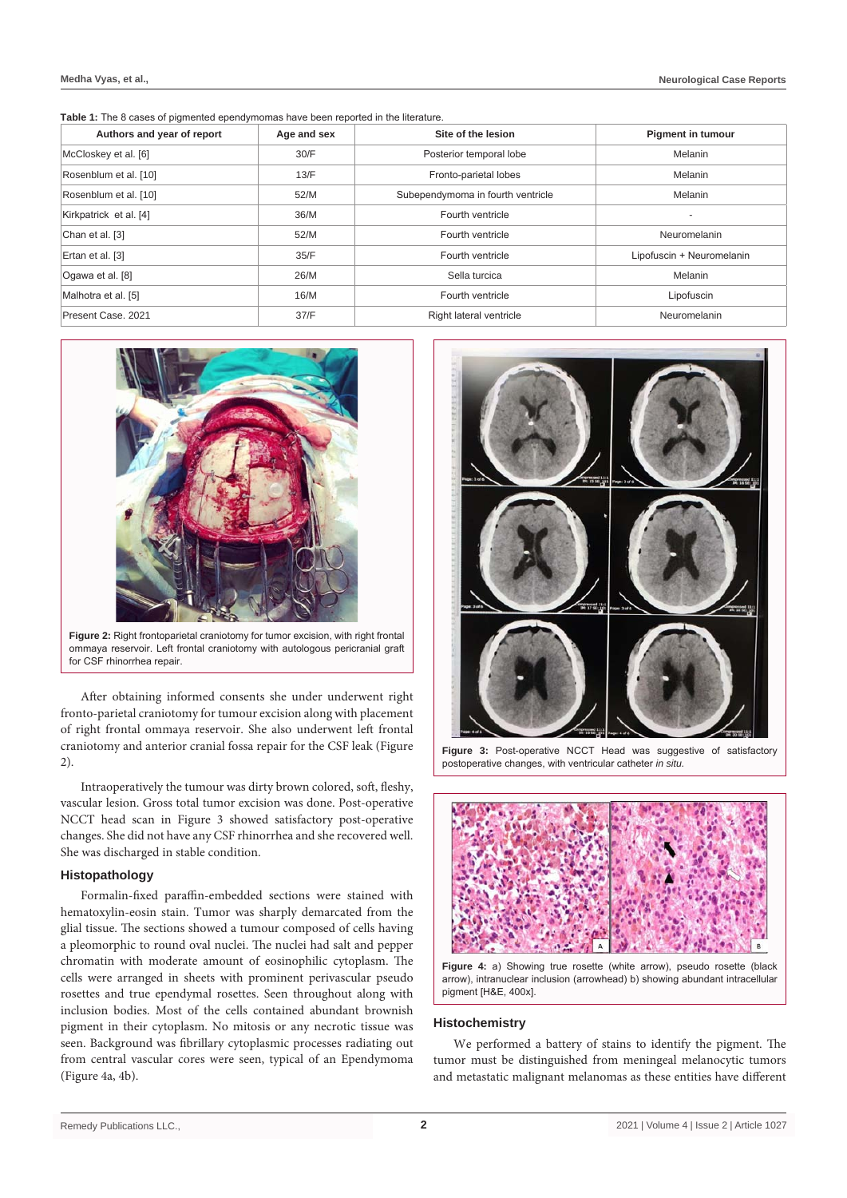**Table 1:** The 8 cases of pigmented ependymomas have been reported in the literature.

| Authors and year of report | Age and sex | Site of the lesion | Pigment in tumour |
|---|---|---|---|
| McCloskey et al. [6] | 30/F | Posterior temporal lobe | Melanin |
| Rosenblum et al. [10] | 13/F | Fronto-parietal lobes | Melanin |
| Rosenblum et al. [10] | 52/M | Subependymoma in fourth ventricle | Melanin |
| Kirkpatrick et al. [4] | 36/M | Fourth ventricle | - |
| Chan et al. [3] | 52/M | Fourth ventricle | Neuromelanin |
| Ertan et al. [3] | 35/F | Fourth ventricle | Lipofuscin + Neuromelanin |
| Ogawa et al. [8] | 26/M | Sella turcica | Melanin |
| Malhotra et al. [5] | 16/M | Fourth ventricle | Lipofuscin |
| Present Case. 2021 | 37/F | Right lateral ventricle | Neuromelanin |

**Figure 2:** Right frontoparietal craniotomy for tumor excision, with right frontal ommaya reservoir. Left frontal craniotomy with autologous pericranial graft for CSF rhinorrhea repair.

After obtaining informed consents she under underwent right fronto-parietal craniotomy for tumour excision along with placement of right frontal ommaya reservoir. She also underwent left frontal craniotomy and anterior cranial fossa repair for the CSF leak (Figure 2).

Intraoperatively the tumour was dirty brown colored, soft, fleshy, vascular lesion. Gross total tumor excision was done. Post-operative NCCT head scan in Figure 3 showed satisfactory post-operative changes. She did not have any CSF rhinorrhea and she recovered well. She was discharged in stable condition.

### Histopathology

Formalin-fixed paraffin-embedded sections were stained with hematoxylin-eosin stain. Tumor was sharply demarcated from the glial tissue. The sections showed a tumour composed of cells having a pleomorphic to round oval nuclei. The nuclei had salt and pepper chromatin with moderate amount of eosinophilic cytoplasm. The cells were arranged in sheets with prominent perivascular pseudo rosettes and true ependymal rosettes. Seen throughout along with inclusion bodies. Most of the cells contained abundant brownish pigment in their cytoplasm. No mitosis or any necrotic tissue was seen. Background was fibrillary cytoplasmic processes radiating out from central vascular cores were seen, typical of an Ependymoma (Figure 4a, 4b).

**Figure 3:** Post-operative NCCT Head was suggestive of satisfactory postoperative changes, with ventricular catheter *in situ.*

**Figure 4:** a) Showing true rosette (white arrow), pseudo rosette (black arrow), intranuclear inclusion (arrowhead) b) showing abundant intracellular pigment [H&E, 400x].

### Histochemistry

We performed a battery of stains to identify the pigment. The tumor must be distinguished from meningeal melanocytic tumors and metastatic malignant melanomas as these entities have different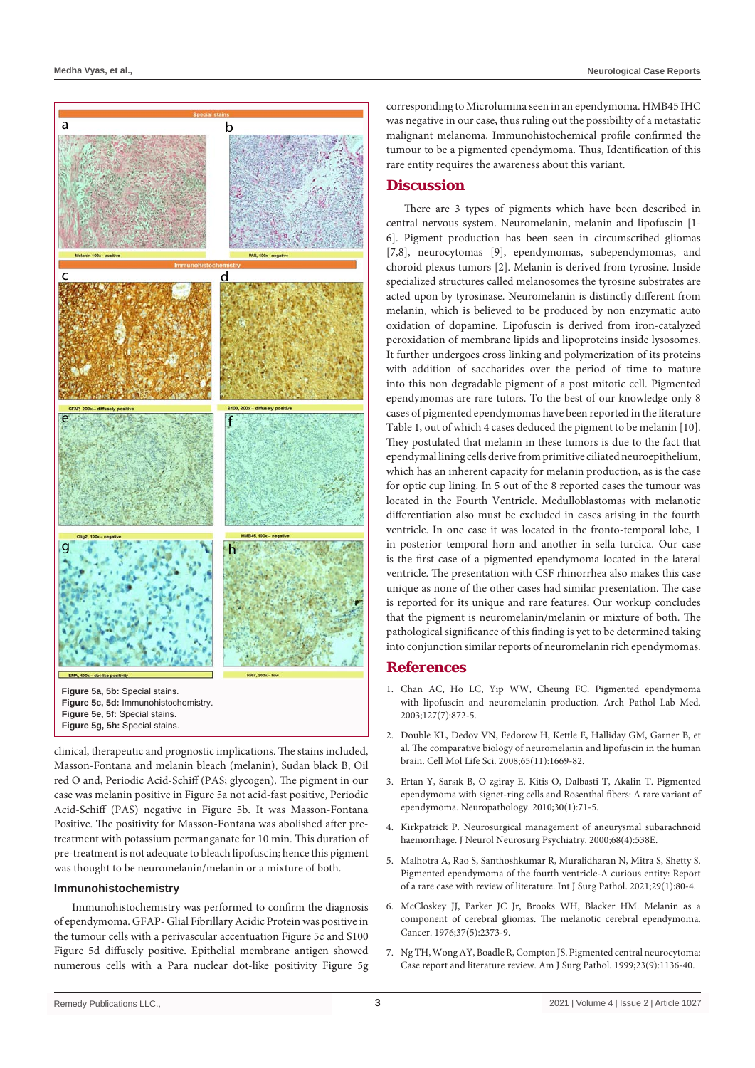Figure 5a, 5b: Special stains.
Figure 5c, 5d: Immunohistochemistry.
Figure 5e, 5f: Special stains.
Figure 5g, 5h: Special stains.

clinical, therapeutic and prognostic implications. The stains included, Masson-Fontana and melanin bleach (melanin), Sudan black B, Oil red O and, Periodic Acid-Schiff (PAS; glycogen). The pigment in our case was melanin positive in Figure 5a not acid-fast positive, Periodic Acid-Schiff (PAS) negative in Figure 5b. It was Masson-Fontana Positive. The positivity for Masson-Fontana was abolished after pre-treatment with potassium permanganate for 10 min. This duration of pre-treatment is not adequate to bleach lipofuscin; hence this pigment was thought to be neuromelanin/melanin or a mixture of both.

### Immunohistochemistry

Immunohistochemistry was performed to confirm the diagnosis of ependymoma. GFAP- Glial Fibrillary Acidic Protein was positive in the tumour cells with a perivascular accentuation Figure 5c and S100 Figure 5d diffusely positive. Epithelial membrane antigen showed numerous cells with a Para nuclear dot-like positivity Figure 5g corresponding to Microlumina seen in an ependymoma. HMB45 IHC was negative in our case, thus ruling out the possibility of a metastatic malignant melanoma. Immunohistochemical profile confirmed the tumour to be a pigmented ependymoma. Thus, Identification of this rare entity requires the awareness about this variant.

## Discussion

There are 3 types of pigments which have been described in central nervous system. Neuromelanin, melanin and lipofuscin [1-6]. Pigment production has been seen in circumscribed gliomas [7,8], neurocytomas [9], ependymomas, subependymomas, and choroid plexus tumors [2]. Melanin is derived from tyrosine. Inside specialized structures called melanosomes the tyrosine substrates are acted upon by tyrosinase. Neuromelanin is distinctly different from melanin, which is believed to be produced by non enzymatic auto oxidation of dopamine. Lipofuscin is derived from iron-catalyzed peroxidation of membrane lipids and lipoproteins inside lysosomes. It further undergoes cross linking and polymerization of its proteins with addition of saccharides over the period of time to mature into this non degradable pigment of a post mitotic cell. Pigmented ependymomas are rare tutors. To the best of our knowledge only 8 cases of pigmented ependymomas have been reported in the literature Table 1, out of which 4 cases deduced the pigment to be melanin [10]. They postulated that melanin in these tumors is due to the fact that ependymal lining cells derive from primitive ciliated neuroepithelium, which has an inherent capacity for melanin production, as is the case for optic cup lining. In 5 out of the 8 reported cases the tumour was located in the Fourth Ventricle. Medulloblastomas with melanotic differentiation also must be excluded in cases arising in the fourth ventricle. In one case it was located in the fronto-temporal lobe, 1 in posterior temporal horn and another in sella turcica. Our case is the first case of a pigmented ependymoma located in the lateral ventricle. The presentation with CSF rhinorrhea also makes this case unique as none of the other cases had similar presentation. The case is reported for its unique and rare features. Our workup concludes that the pigment is neuromelanin/melanin or mixture of both. The pathological significance of this finding is yet to be determined taking into conjunction similar reports of neuromelanin rich ependymomas.

## References

1. Chan AC, Ho LC, Yip WW, Cheung FC. Pigmented ependymoma with lipofuscin and neuromelanin production. Arch Pathol Lab Med. 2003;127(7):872-5.

2. Double KL, Dedov VN, Fedorow H, Kettle E, Halliday GM, Garner B, et al. The comparative biology of neuromelanin and lipofuscin in the human brain. Cell Mol Life Sci. 2008;65(11):1669-82.

3. Ertan Y, Sarsık B, O zgiray E, Kitis O, Dalbasti T, Akalin T. Pigmented ependymoma with signet-ring cells and Rosenthal fibers: A rare variant of ependymoma. Neuropathology. 2010;30(1):71-5.

4. Kirkpatrick P. Neurosurgical management of aneurysmal subarachnoid haemorrhage. J Neurol Neurosurg Psychiatry. 2000;68(4):538E.

5. Malhotra A, Rao S, Santhoshkumar R, Muralidharan N, Mitra S, Shetty S. Pigmented ependymoma of the fourth ventricle-A curious entity: Report of a rare case with review of literature. Int J Surg Pathol. 2021;29(1):80-4.

6. McCloskey JJ, Parker JC Jr, Brooks WH, Blacker HM. Melanin as a component of cerebral gliomas. The melanotic cerebral ependymoma. Cancer. 1976;37(5):2373-9.

7. Ng TH, Wong AY, Boadle R, Compton JS. Pigmented central neurocytoma: Case report and literature review. Am J Surg Pathol. 1999;23(9):1136-40.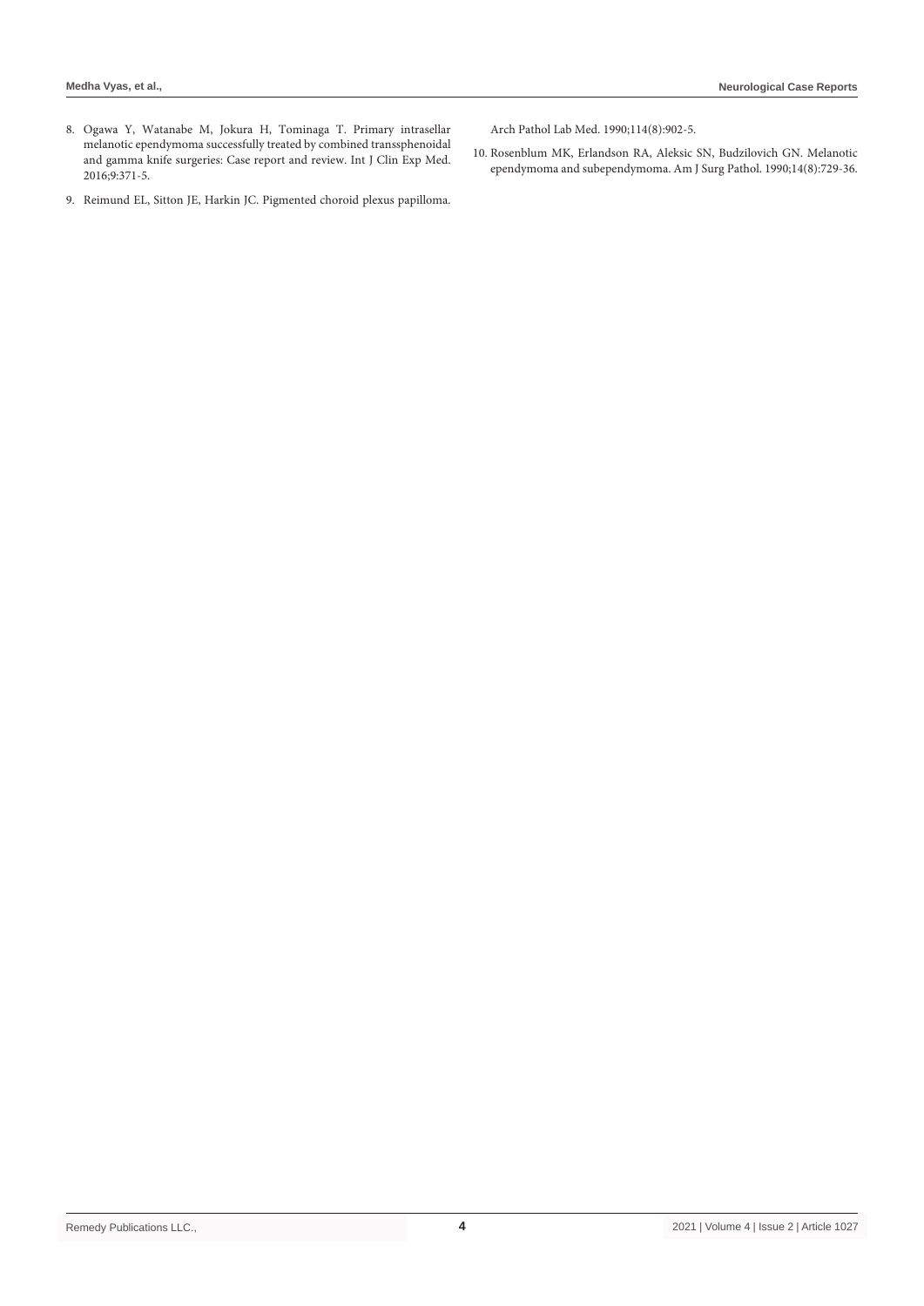8. Ogawa Y, Watanabe M, Jokura H, Tominaga T. Primary intrasellar melanotic ependymoma successfully treated by combined transsphenoidal and gamma knife surgeries: Case report and review. Int J Clin Exp Med. 2016;9:371-5.

9. Reimund EL, Sitton JE, Harkin JC. Pigmented choroid plexus papilloma. Arch Pathol Lab Med. 1990;114(8):902-5.

10. Rosenblum MK, Erlandson RA, Aleksic SN, Budzilovich GN. Melanotic ependymoma and subependymoma. Am J Surg Pathol. 1990;14(8):729-36.